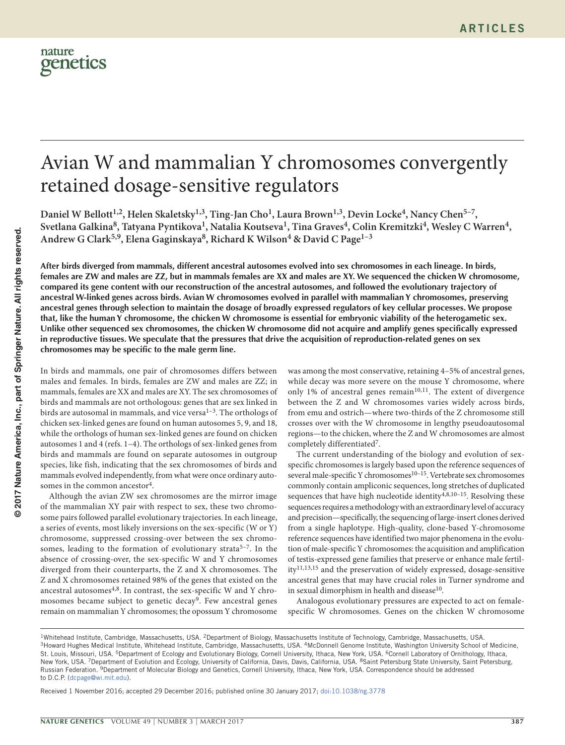# Avian W and mammalian Y chromosomes convergently retained dosage-sensitive regulators

**Daniel W Bellott[1,2], Helen Skaletsky[1,3], Ting-Jan Cho[1], Laura Brown[1,3], Devin Locke[4], Nancy Chen[5–7], Svetlana Galkina[8], Tatyana Pyntikova[1], Natalia Koutseva[1], Tina Graves[4], Colin Kremitzki[4], Wesley C Warren[4], Andrew G Clark[5,9], Elena Gaginskaya[8], Richard K Wilson[4] & David C Page[1–3]**

**After birds diverged from mammals, different ancestral autosomes evolved into sex chromosomes in each lineage. In birds, females are ZW and males are ZZ, but in mammals females are XX and males are XY. We sequenced the chicken W chromosome, compared its gene content with our reconstruction of the ancestral autosomes, and followed the evolutionary trajectory of ancestral W-linked genes across birds. Avian W chromosomes evolved in parallel with mammalian Y chromosomes, preserving ancestral genes through selection to maintain the dosage of broadly expressed regulators of key cellular processes. We propose that, like the human Y chromosome, the chicken W chromosome is essential for embryonic viability of the heterogametic sex. Unlike other sequenced sex chromosomes, the chicken W chromosome did not acquire and amplify genes specifically expressed in reproductive tissues. We speculate that the pressures that drive the acquisition of reproduction-related genes on sex chromosomes may be specific to the male germ line.**

In birds and mammals, one pair of chromosomes differs between males and females. In birds, females are ZW and males are ZZ; in mammals, females are XX and males are XY. The sex chromosomes of birds and mammals are not orthologous: genes that are sex linked in birds are autosomal in mammals, and vice versa[1–3]. The orthologs of chicken sex-linked genes are found on human autosomes 5, 9, and 18, while the orthologs of human sex-linked genes are found on chicken autosomes 1 and 4 (refs. 1–4). The orthologs of sex-linked genes from birds and mammals are found on separate autosomes in outgroup species, like fish, indicating that the sex chromosomes of birds and mammals evolved independently, from what were once ordinary autosomes in the common ancestor[4].

Although the avian ZW sex chromosomes are the mirror image of the mammalian XY pair with respect to sex, these two chromosome pairs followed parallel evolutionary trajectories. In each lineage, a series of events, most likely inversions on the sex-specific (W or Y) chromosome, suppressed crossing-over between the sex chromosomes, leading to the formation of evolutionary strata[5–7]. In the absence of crossing-over, the sex-specific W and Y chromosomes diverged from their counterparts, the Z and X chromosomes. The Z and X chromosomes retained 98% of the genes that existed on the ancestral autosomes[4,8]. In contrast, the sex-specific W and Y chromosomes became subject to genetic decay[9]. Few ancestral genes remain on mammalian Y chromosomes; the opossum Y chromosome was among the most conservative, retaining 4–5% of ancestral genes, while decay was more severe on the mouse Y chromosome, where only 1% of ancestral genes remain[10,11]. The extent of divergence between the Z and W chromosomes varies widely across birds, from emu and ostrich—where two-thirds of the Z chromosome still crosses over with the W chromosome in lengthy pseudoautosomal regions—to the chicken, where the Z and W chromosomes are almost completely differentiated[7].

The current understanding of the biology and evolution of sex-specific chromosomes is largely based upon the reference sequences of several male-specific Y chromosomes[10–15]. Vertebrate sex chromosomes commonly contain ampliconic sequences, long stretches of duplicated sequences that have high nucleotide identity[4,8,10–15]. Resolving these sequences requires a methodology with an extraordinary level of accuracy and precision—specifically, the sequencing of large-insert clones derived from a single haplotype. High-quality, clone-based Y-chromosome reference sequences have identified two major phenomena in the evolution of male-specific Y chromosomes: the acquisition and amplification of testis-expressed gene families that preserve or enhance male fertility[11,13,15] and the preservation of widely expressed, dosage-sensitive ancestral genes that may have crucial roles in Turner syndrome and in sexual dimorphism in health and disease[10].

Analogous evolutionary pressures are expected to act on female-specific W chromosomes. Genes on the chicken W chromosome

[1]Whitehead Institute, Cambridge, Massachusetts, USA. [2]Department of Biology, Massachusetts Institute of Technology, Cambridge, Massachusetts, USA. [3]Howard Hughes Medical Institute, Whitehead Institute, Cambridge, Massachusetts, USA. [4]McDonnell Genome Institute, Washington University School of Medicine, St. Louis, Missouri, USA. [5]Department of Ecology and Evolutionary Biology, Cornell University, Ithaca, New York, USA. [6]Cornell Laboratory of Ornithology, Ithaca, New York, USA. [7]Department of Evolution and Ecology, University of California, Davis, Davis, California, USA. [8]Saint Petersburg State University, Saint Petersburg, Russian Federation. [9]Department of Molecular Biology and Genetics, Cornell University, Ithaca, New York, USA. Correspondence should be addressed to D.C.P. (dcpage@wi.mit.edu).

Received 1 November 2016; accepted 29 December 2016; published online 30 January 2017; doi:10.1038/ng.3778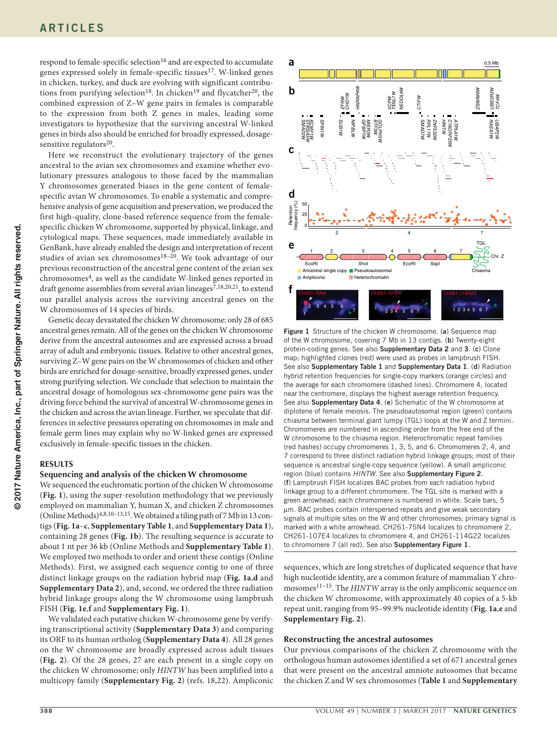respond to female-specific selection[16] and are expected to accumulate genes expressed solely in female-specific tissues[17]. W-linked genes in chicken, turkey, and duck are evolving with significant contributions from purifying selection[18]. In chicken[19] and flycatcher[20], the combined expression of Z–W gene pairs in females is comparable to the expression from both Z genes in males, leading some investigators to hypothesize that the surviving ancestral W-linked genes in birds also should be enriched for broadly expressed, dosage-sensitive regulators[20].

Here we reconstruct the evolutionary trajectory of the genes ancestral to the avian sex chromosomes and examine whether evolutionary pressures analogous to those faced by the mammalian Y chromosomes generated biases in the gene content of female-specific avian W chromosomes. To enable a systematic and comprehensive analysis of gene acquisition and preservation, we produced the first high-quality, clone-based reference sequence from the female-specific chicken W chromosome, supported by physical, linkage, and cytological maps. These sequences, made immediately available in GenBank, have already enabled the design and interpretation of recent studies of avian sex chromosomes[18–20]. We took advantage of our previous reconstruction of the ancestral gene content of the avian sex chromosomes[4], as well as the candidate W-linked genes reported in draft genome assemblies from several avian lineages[7,18,20,21], to extend our parallel analysis across the surviving ancestral genes on the W chromosomes of 14 species of birds.

Genetic decay devastated the chicken W chromosome: only 28 of 685 ancestral genes remain. All of the genes on the chicken W chromosome derive from the ancestral autosomes and are expressed across a broad array of adult and embryonic tissues. Relative to other ancestral genes, surviving Z–W gene pairs on the W chromosomes of chicken and other birds are enriched for dosage-sensitive, broadly expressed genes, under strong purifying selection. We conclude that selection to maintain the ancestral dosage of homologous sex-chromosome gene pairs was the driving force behind the survival of ancestral W-chromosome genes in the chicken and across the avian lineage. Further, we speculate that differences in selective pressures operating on chromosomes in male and female germ lines may explain why no W-linked genes are expressed exclusively in female-specific tissues in the chicken.

## RESULTS

### Sequencing and analysis of the chicken W chromosome

We sequenced the euchromatic portion of the chicken W chromosome (**Fig. 1**), using the super-resolution methodology that we previously employed on mammalian Y, human X, and chicken Z chromosomes (Online Methods)[4,8,10–13,15]. We obtained a tiling path of 7 Mb in 13 contigs (**Fig. 1a–c**, **Supplementary Table 1**, and **Supplementary Data 1**), containing 28 genes (**Fig. 1b**). The resulting sequence is accurate to about 1 nt per 36 kb (Online Methods and **Supplementary Table 1**). We employed two methods to order and orient these contigs (Online Methods). First, we assigned each sequence contig to one of three distinct linkage groups on the radiation hybrid map (**Fig. 1a**,**d** and **Supplementary Data 2**), and, second, we ordered the three radiation hybrid linkage groups along the W chromosome using lampbrush FISH (**Fig. 1e**,**f** and **Supplementary Fig. 1**).

We validated each putative chicken W-chromosome gene by verifying transcriptional activity (**Supplementary Data 3**) and comparing its ORF to its human ortholog (**Supplementary Data 4**). All 28 genes on the W chromosome are broadly expressed across adult tissues (**Fig. 2**). Of the 28 genes, 27 are each present in a single copy on the chicken W chromosome; only *HINTW* has been amplified into a multicopy family (**Supplementary Fig. 2**) (refs. 18,22). Ampliconic sequences, which are long stretches of duplicated sequence that have high nucleotide identity, are a common feature of mammalian Y chromosomes[11–15]. The *HINTW* array is the only ampliconic sequence on the chicken W chromosome, with approximately 40 copies of a 5-kb repeat unit, ranging from 95–99.9% nucleotide identity (**Fig. 1a**,**e** and **Supplementary Fig. 2**).

**Figure 1** Structure of the chicken W chromosome. (**a**) Sequence map of the W chromosome, covering 7 Mb in 13 contigs. (**b**) Twenty-eight protein-coding genes. See also **Supplementary Data 2** and **3**. (**c**) Clone map; highlighted clones (red) were used as probes in lampbrush FISH. See also **Supplementary Table 1** and **Supplementary Data 1**. (**d**) Radiation hybrid retention frequencies for single-copy markers (orange circles) and the average for each chromomere (dashed lines). Chromomere 4, located near the centromere, displays the highest average retention frequency. See also **Supplementary Data 4**. (**e**) Schematic of the W chromosome at diplotene of female meiosis. The pseudoautosomal region (green) contains chiasma between terminal giant lumpy (TGL) loops at the W and Z termini. Chromomeres are numbered in ascending order from the free end of the W chromosome to the chiasma region. Heterochromatic repeat families (red hashes) occupy chromomeres 1, 3, 5, and 6. Chromomeres 2, 4, and 7 correspond to three distinct radiation hybrid linkage groups; most of their sequence is ancestral single-copy sequence (yellow). A small ampliconic region (blue) contains *HINTW*. See also **Supplementary Figure 2**. (**f**) Lampbrush FISH localizes BAC probes from each radiation hybrid linkage group to a different chromomere. The TGL site is marked with a green arrowhead; each chromomere is numbered in white. Scale bars, 5 μm. BAC probes contain interspersed repeats and give weak secondary signals at multiple sites on the W and other chromosomes; primary signal is marked with a white arrowhead. CH261-75N4 localizes to chromomere 2, CH261-107E4 localizes to chromomere 4, and CH261-114G22 localizes to chromomere 7 (all red). See also **Supplementary Figure 1**.

### Reconstructing the ancestral autosomes

Our previous comparisons of the chicken Z chromosome with the orthologous human autosomes identified a set of 671 ancestral genes that were present on the ancestral amniote autosomes that became the chicken Z and W sex chromosomes (**Table 1** and **Supplementary**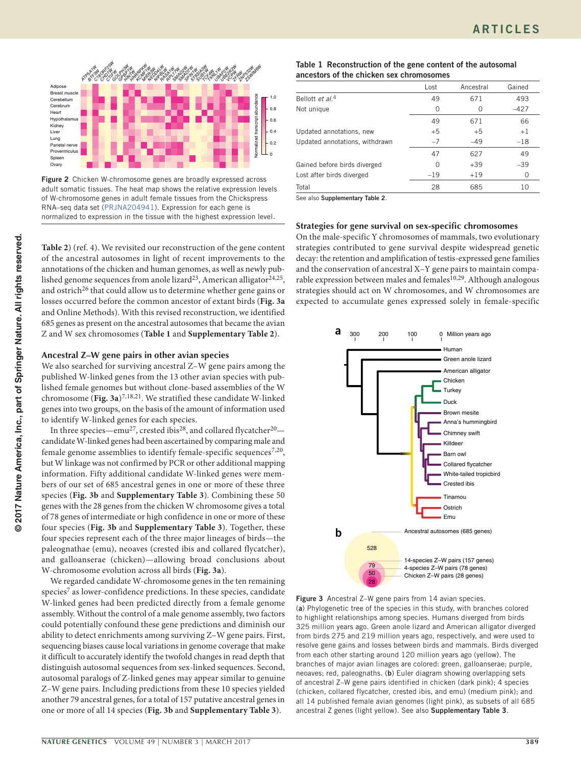Figure 2 Chicken W-chromosome genes are broadly expressed across adult somatic tissues. The heat map shows the relative expression levels of W-chromosome genes in adult female tissues from the Chickspress RNA–seq data set (PRJNA204941). Expression for each gene is normalized to expression in the tissue with the highest expression level.

Table 2) (ref. 4). We revisited our reconstruction of the gene content of the ancestral autosomes in light of recent improvements to the annotations of the chicken and human genomes, as well as newly published genome sequences from anole lizard[23], American alligator[24,25], and ostrich[26] that could allow us to determine whether gene gains or losses occurred before the common ancestor of extant birds (**Fig. 3a** and Online Methods). With this revised reconstruction, we identified 685 genes as present on the ancestral autosomes that became the avian Z and W sex chromosomes (**Table 1** and **Supplementary Table 2**).

### Ancestral Z–W gene pairs in other avian species

We also searched for surviving ancestral Z–W gene pairs among the published W-linked genes from the 13 other avian species with published female genomes but without clone-based assemblies of the W chromosome (**Fig. 3a**)[7,18,21]. We stratified these candidate W-linked genes into two groups, on the basis of the amount of information used to identify W-linked genes for each species.

In three species—emu[27], crested ibis[28], and collared flycatcher[20]—candidate W-linked genes had been ascertained by comparing male and female genome assemblies to identify female-specific sequences[7,20], but W linkage was not confirmed by PCR or other additional mapping information. Fifty additional candidate W-linked genes were members of our set of 685 ancestral genes in one or more of these three species (**Fig. 3b** and **Supplementary Table 3**). Combining these 50 genes with the 28 genes from the chicken W chromosome gives a total of 78 genes of intermediate or high confidence in one or more of these four species (**Fig. 3b** and **Supplementary Table 3**). Together, these four species represent each of the three major lineages of birds—the paleognathae (emu), neoaves (crested ibis and collared flycatcher), and galloanserae (chicken)—allowing broad conclusions about W-chromosome evolution across all birds (**Fig. 3a**).

We regarded candidate W-chromosome genes in the ten remaining species[7] as lower-confidence predictions. In these species, candidate W-linked genes had been predicted directly from a female genome assembly. Without the control of a male genome assembly, two factors could potentially confound these gene predictions and diminish our ability to detect enrichments among surviving Z–W gene pairs. First, sequencing biases cause local variations in genome coverage that make it difficult to accurately identify the twofold changes in read depth that distinguish autosomal sequences from sex-linked sequences. Second, autosomal paralogs of Z-linked genes may appear similar to genuine Z–W gene pairs. Including predictions from these 10 species yielded another 79 ancestral genes, for a total of 157 putative ancestral genes in one or more of all 14 species (**Fig. 3b** and **Supplementary Table 3**).

**Table 1 Reconstruction of the gene content of the autosomal ancestors of the chicken sex chromosomes**

| | Lost | Ancestral | Gained |
|---|---|---|---|
| Bellott *et al.*[4] | 49 | 671 | 493 |
| Not unique | 0 | 0 | −427 |
| | 49 | 671 | 66 |
| Updated annotations, new | +5 | +5 | +1 |
| Updated annotations, withdrawn | −7 | −49 | −18 |
| | 47 | 627 | 49 |
| Gained before birds diverged | 0 | +39 | −39 |
| Lost after birds diverged | −19 | +19 | 0 |
| Total | 28 | 685 | 10 |

See also **Supplementary Table 2**.

### Strategies for gene survival on sex-specific chromosomes

On the male-specific Y chromosomes of mammals, two evolutionary strategies contributed to gene survival despite widespread genetic decay: the retention and amplification of testis-expressed gene families and the conservation of ancestral X–Y gene pairs to maintain comparable expression between males and females[10,29]. Although analogous strategies should act on W chromosomes, and W chromosomes are expected to accumulate genes expressed solely in female-specific

Figure 3 Ancestral Z–W gene pairs from 14 avian species. (**a**) Phylogenetic tree of the species in this study, with branches colored to highlight relationships among species. Humans diverged from birds 325 million years ago. Green anole lizard and American alligator diverged from birds 275 and 219 million years ago, respectively, and were used to resolve gene gains and losses between birds and mammals. Birds diverged from each other starting around 120 million years ago (yellow). The branches of major avian linages are colored: green, galloanserae; purple, neoaves; red, paleognaths. (**b**) Euler diagram showing overlapping sets of ancestral Z–W gene pairs identified in chicken (dark pink); 4 species (chicken, collared flycatcher, crested ibis, and emu) (medium pink); and all 14 published female avian genomes (light pink), as subsets of all 685 ancestral Z genes (light yellow). See also **Supplementary Table 3**.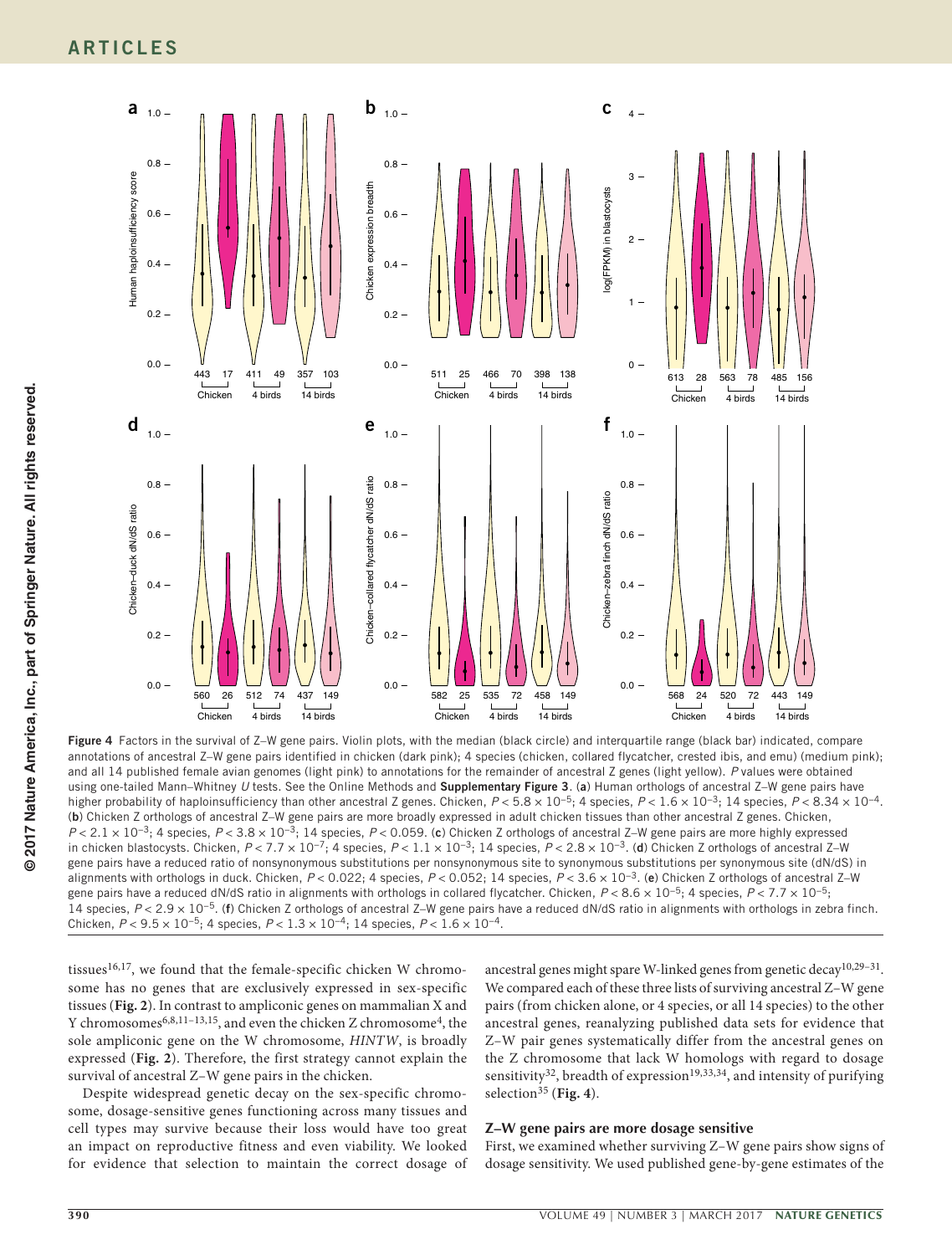**Figure 4** Factors in the survival of Z–W gene pairs. Violin plots, with the median (black circle) and interquartile range (black bar) indicated, compare annotations of ancestral Z–W gene pairs identified in chicken (dark pink); 4 species (chicken, collared flycatcher, crested ibis, and emu) (medium pink); and all 14 published female avian genomes (light pink) to annotations for the remainder of ancestral Z genes (light yellow). *P* values were obtained using one-tailed Mann–Whitney *U* tests. See the Online Methods and **Supplementary Figure 3**. (**a**) Human orthologs of ancestral Z–W gene pairs have higher probability of haploinsufficiency than other ancestral Z genes. Chicken, $P < 5.8 \times 10^{-5}$; 4 species, $P < 1.6 \times 10^{-3}$; 14 species, $P < 8.34 \times 10^{-4}$. (**b**) Chicken Z orthologs of ancestral Z–W gene pairs are more broadly expressed in adult chicken tissues than other ancestral Z genes. Chicken, $P < 2.1 \times 10^{-3}$; 4 species, $P < 3.8 \times 10^{-3}$; 14 species, $P < 0.059$. (**c**) Chicken Z orthologs of ancestral Z–W gene pairs are more highly expressed in chicken blastocysts. Chicken, $P < 7.7 \times 10^{-7}$; 4 species, $P < 1.1 \times 10^{-3}$; 14 species, $P < 2.8 \times 10^{-3}$. (**d**) Chicken Z orthologs of ancestral Z–W gene pairs have a reduced ratio of nonsynonymous substitutions per nonsynonymous site to synonymous substitutions per synonymous site (dN/dS) in alignments with orthologs in duck. Chicken, $P < 0.022$; 4 species, $P < 0.052$; 14 species, $P < 3.6 \times 10^{-3}$. (**e**) Chicken Z orthologs of ancestral Z–W gene pairs have a reduced dN/dS ratio in alignments with orthologs in collared flycatcher. Chicken, $P < 8.6 \times 10^{-5}$; 4 species, $P < 7.7 \times 10^{-5}$; 14 species, $P < 2.9 \times 10^{-5}$. (**f**) Chicken Z orthologs of ancestral Z–W gene pairs have a reduced dN/dS ratio in alignments with orthologs in zebra finch. Chicken, $P < 9.5 \times 10^{-5}$; 4 species, $P < 1.3 \times 10^{-4}$; 14 species, $P < 1.6 \times 10^{-4}$.

tissues[16,17], we found that the female-specific chicken W chromosome has no genes that are exclusively expressed in sex-specific tissues (**Fig. 2**). In contrast to ampliconic genes on mammalian X and Y chromosomes[6,8,11–13,15], and even the chicken Z chromosome[4], the sole ampliconic gene on the W chromosome, *HINTW*, is broadly expressed (**Fig. 2**). Therefore, the first strategy cannot explain the survival of ancestral Z–W gene pairs in the chicken.

Despite widespread genetic decay on the sex-specific chromosome, dosage-sensitive genes functioning across many tissues and cell types may survive because their loss would have too great an impact on reproductive fitness and even viability. We looked for evidence that selection to maintain the correct dosage of ancestral genes might spare W-linked genes from genetic decay[10,29–31]. We compared each of these three lists of surviving ancestral Z–W gene pairs (from chicken alone, or 4 species, or all 14 species) to the other ancestral genes, reanalyzing published data sets for evidence that Z–W pair genes systematically differ from the ancestral genes on the Z chromosome that lack W homologs with regard to dosage sensitivity[32], breadth of expression[19,33,34], and intensity of purifying selection[35] (**Fig. 4**).

## Z–W gene pairs are more dosage sensitive

First, we examined whether surviving Z–W gene pairs show signs of dosage sensitivity. We used published gene-by-gene estimates of the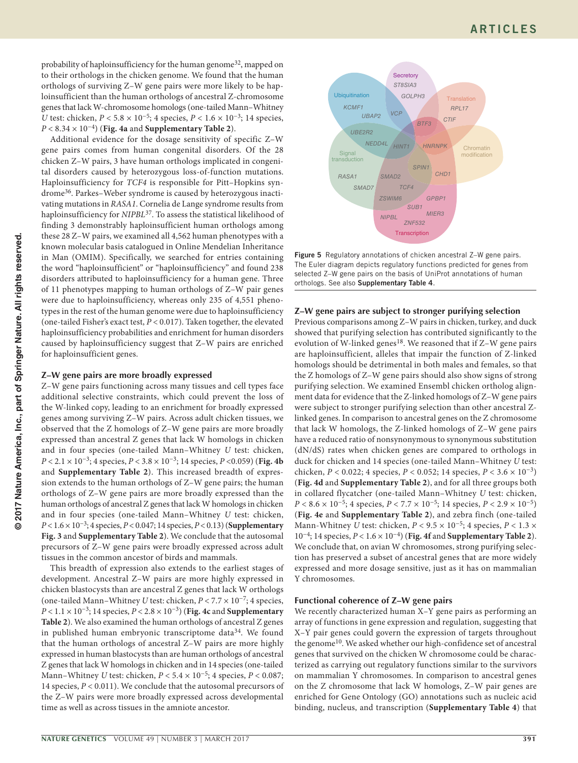probability of haploinsufficiency for the human genome[32], mapped on to their orthologs in the chicken genome. We found that the human orthologs of surviving Z–W gene pairs were more likely to be haploinsufficient than the human orthologs of ancestral Z-chromosome genes that lack W-chromosome homologs (one-tailed Mann–Whitney *U* test: chicken, $P < 5.8 \times 10^{-5}$; 4 species, $P < 1.6 \times 10^{-3}$; 14 species, $P < 8.34 \times 10^{-4}$) (**Fig. 4a** and **Supplementary Table 2**).

Additional evidence for the dosage sensitivity of specific Z–W gene pairs comes from human congenital disorders. Of the 28 chicken Z–W pairs, 3 have human orthologs implicated in congenital disorders caused by heterozygous loss-of-function mutations. Haploinsufficiency for *TCF4* is responsible for Pitt–Hopkins syndrome[36]. Parkes–Weber syndrome is caused by heterozygous inactivating mutations in *RASA1*. Cornelia de Lange syndrome results from haploinsufficiency for *NIPBL*[37]. To assess the statistical likelihood of finding 3 demonstrably haploinsufficient human orthologs among these 28 Z–W pairs, we examined all 4,562 human phenotypes with a known molecular basis catalogued in Online Mendelian Inheritance in Man (OMIM). Specifically, we searched for entries containing the word "haploinsufficient" or "haploinsufficiency" and found 238 disorders attributed to haploinsufficiency for a human gene. Three of 11 phenotypes mapping to human orthologs of Z–W pair genes were due to haploinsufficiency, whereas only 235 of 4,551 phenotypes in the rest of the human genome were due to haploinsufficiency (one-tailed Fisher's exact test, $P < 0.017$). Taken together, the elevated haploinsufficiency probabilities and enrichment for human disorders caused by haploinsufficiency suggest that Z–W pairs are enriched for haploinsufficient genes.

## Z–W gene pairs are more broadly expressed

Z–W gene pairs functioning across many tissues and cell types face additional selective constraints, which could prevent the loss of the W-linked copy, leading to an enrichment for broadly expressed genes among surviving Z–W pairs. Across adult chicken tissues, we observed that the Z homologs of Z–W gene pairs are more broadly expressed than ancestral Z genes that lack W homologs in chicken and in four species (one-tailed Mann–Whitney *U* test: chicken, $P < 2.1 \times 10^{-3}$; 4 species, $P < 3.8 \times 10^{-3}$; 14 species, $P < 0.059$) (**Fig. 4b** and **Supplementary Table 2**). This increased breadth of expression extends to the human orthologs of Z–W gene pairs; the human orthologs of Z–W gene pairs are more broadly expressed than the human orthologs of ancestral Z genes that lack W homologs in chicken and in four species (one-tailed Mann–Whitney *U* test: chicken, $P < 1.6 \times 10^{-3}$; 4 species, $P < 0.047$; 14 species, $P < 0.13$) (**Supplementary Fig. 3** and **Supplementary Table 2**). We conclude that the autosomal precursors of Z–W gene pairs were broadly expressed across adult tissues in the common ancestor of birds and mammals.

This breadth of expression also extends to the earliest stages of development. Ancestral Z–W pairs are more highly expressed in chicken blastocysts than are ancestral Z genes that lack W orthologs (one-tailed Mann–Whitney *U* test: chicken, $P < 7.7 \times 10^{-7}$; 4 species, $P < 1.1 \times 10^{-3}$; 14 species, $P < 2.8 \times 10^{-3}$) (**Fig. 4c** and **Supplementary Table 2**). We also examined the human orthologs of ancestral Z genes in published human embryonic transcriptome data[34]. We found that the human orthologs of ancestral Z–W pairs are more highly expressed in human blastocysts than are human orthologs of ancestral Z genes that lack W homologs in chicken and in 14 species (one-tailed Mann–Whitney *U* test: chicken, $P < 5.4 \times 10^{-5}$; 4 species, $P < 0.087$; 14 species, $P < 0.011$). We conclude that the autosomal precursors of the Z–W pairs were more broadly expressed across developmental time as well as across tissues in the amniote ancestor.

**Figure 5** Regulatory annotations of chicken ancestral Z–W gene pairs. The Euler diagram depicts regulatory functions predicted for genes from selected Z–W gene pairs on the basis of UniProt annotations of human orthologs. See also **Supplementary Table 4**.

## Z–W gene pairs are subject to stronger purifying selection

Previous comparisons among Z–W pairs in chicken, turkey, and duck showed that purifying selection has contributed significantly to the evolution of W-linked genes[18]. We reasoned that if Z–W gene pairs are haploinsufficient, alleles that impair the function of Z-linked homologs should be detrimental in both males and females, so that the Z homologs of Z–W gene pairs should also show signs of strong purifying selection. We examined Ensembl chicken ortholog alignment data for evidence that the Z-linked homologs of Z–W gene pairs were subject to stronger purifying selection than other ancestral Z-linked genes. In comparison to ancestral genes on the Z chromosome that lack W homologs, the Z-linked homologs of Z–W gene pairs have a reduced ratio of nonsynonymous to synonymous substitution (dN/dS) rates when chicken genes are compared to orthologs in duck for chicken and 14 species (one-tailed Mann–Whitney *U* test: chicken, $P < 0.022$; 4 species, $P < 0.052$; 14 species, $P < 3.6 \times 10^{-3}$) (**Fig. 4d** and **Supplementary Table 2**), and for all three groups both in collared flycatcher (one-tailed Mann–Whitney *U* test: chicken, $P < 8.6 \times 10^{-5}$; 4 species, $P < 7.7 \times 10^{-5}$; 14 species, $P < 2.9 \times 10^{-5}$) (**Fig. 4e** and **Supplementary Table 2**), and zebra finch (one-tailed Mann-Whitney *U* test: chicken, $P < 9.5 \times 10^{-5}$; 4 species, $P < 1.3 \times 10^{-4}$; 14 species, $P < 1.6 \times 10^{-4}$) (**Fig. 4f** and **Supplementary Table 2**). We conclude that, on avian W chromosomes, strong purifying selection has preserved a subset of ancestral genes that are more widely expressed and more dosage sensitive, just as it has on mammalian Y chromosomes.

## Functional coherence of Z–W gene pairs

We recently characterized human X–Y gene pairs as performing an array of functions in gene expression and regulation, suggesting that X–Y pair genes could govern the expression of targets throughout the genome[10]. We asked whether our high-confidence set of ancestral genes that survived on the chicken W chromosome could be characterized as carrying out regulatory functions similar to the survivors on mammalian Y chromosomes. In comparison to ancestral genes on the Z chromosome that lack W homologs, Z–W pair genes are enriched for Gene Ontology (GO) annotations such as nucleic acid binding, nucleus, and transcription (**Supplementary Table 4**) that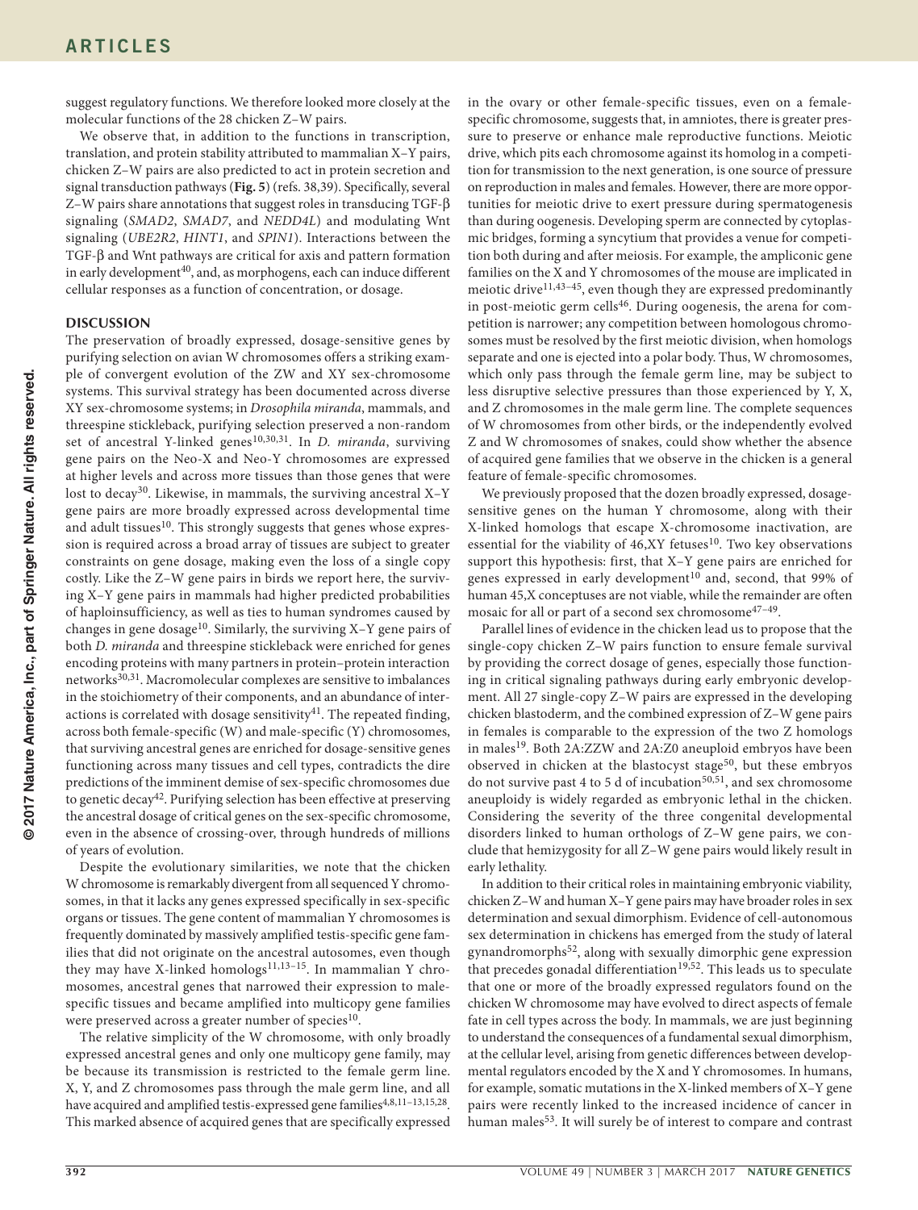suggest regulatory functions. We therefore looked more closely at the molecular functions of the 28 chicken Z–W pairs.

We observe that, in addition to the functions in transcription, translation, and protein stability attributed to mammalian X–Y pairs, chicken Z–W pairs are also predicted to act in protein secretion and signal transduction pathways (**Fig. 5**) (refs. 38,39). Specifically, several Z–W pairs share annotations that suggest roles in transducing TGF-β signaling (*SMAD2*, *SMAD7*, and *NEDD4L*) and modulating Wnt signaling (*UBE2R2*, *HINT1*, and *SPIN1*). Interactions between the TGF-β and Wnt pathways are critical for axis and pattern formation in early development[40], and, as morphogens, each can induce different cellular responses as a function of concentration, or dosage.

## DISCUSSION

The preservation of broadly expressed, dosage-sensitive genes by purifying selection on avian W chromosomes offers a striking example of convergent evolution of the ZW and XY sex-chromosome systems. This survival strategy has been documented across diverse XY sex-chromosome systems; in *Drosophila miranda*, mammals, and threespine stickleback, purifying selection preserved a non-random set of ancestral Y-linked genes[10,30,31]. In *D. miranda*, surviving gene pairs on the Neo-X and Neo-Y chromosomes are expressed at higher levels and across more tissues than those genes that were lost to decay[30]. Likewise, in mammals, the surviving ancestral X–Y gene pairs are more broadly expressed across developmental time and adult tissues[10]. This strongly suggests that genes whose expression is required across a broad array of tissues are subject to greater constraints on gene dosage, making even the loss of a single copy costly. Like the Z–W gene pairs in birds we report here, the surviving X–Y gene pairs in mammals had higher predicted probabilities of haploinsufficiency, as well as ties to human syndromes caused by changes in gene dosage[10]. Similarly, the surviving X–Y gene pairs of both *D. miranda* and threespine stickleback were enriched for genes encoding proteins with many partners in protein–protein interaction networks[30,31]. Macromolecular complexes are sensitive to imbalances in the stoichiometry of their components, and an abundance of interactions is correlated with dosage sensitivity[41]. The repeated finding, across both female-specific (W) and male-specific (Y) chromosomes, that surviving ancestral genes are enriched for dosage-sensitive genes functioning across many tissues and cell types, contradicts the dire predictions of the imminent demise of sex-specific chromosomes due to genetic decay[42]. Purifying selection has been effective at preserving the ancestral dosage of critical genes on the sex-specific chromosome, even in the absence of crossing-over, through hundreds of millions of years of evolution.

Despite the evolutionary similarities, we note that the chicken W chromosome is remarkably divergent from all sequenced Y chromosomes, in that it lacks any genes expressed specifically in sex-specific organs or tissues. The gene content of mammalian Y chromosomes is frequently dominated by massively amplified testis-specific gene families that did not originate on the ancestral autosomes, even though they may have X-linked homologs[11,13–15]. In mammalian Y chromosomes, ancestral genes that narrowed their expression to male-specific tissues and became amplified into multicopy gene families were preserved across a greater number of species[10].

The relative simplicity of the W chromosome, with only broadly expressed ancestral genes and only one multicopy gene family, may be because its transmission is restricted to the female germ line. X, Y, and Z chromosomes pass through the male germ line, and all have acquired and amplified testis-expressed gene families[4,8,11–13,15,28]. This marked absence of acquired genes that are specifically expressed in the ovary or other female-specific tissues, even on a female-specific chromosome, suggests that, in amniotes, there is greater pressure to preserve or enhance male reproductive functions. Meiotic drive, which pits each chromosome against its homolog in a competition for transmission to the next generation, is one source of pressure on reproduction in males and females. However, there are more opportunities for meiotic drive to exert pressure during spermatogenesis than during oogenesis. Developing sperm are connected by cytoplasmic bridges, forming a syncytium that provides a venue for competition both during and after meiosis. For example, the ampliconic gene families on the X and Y chromosomes of the mouse are implicated in meiotic drive[11,43–45], even though they are expressed predominantly in post-meiotic germ cells[46]. During oogenesis, the arena for competition is narrower; any competition between homologous chromosomes must be resolved by the first meiotic division, when homologs separate and one is ejected into a polar body. Thus, W chromosomes, which only pass through the female germ line, may be subject to less disruptive selective pressures than those experienced by Y, X, and Z chromosomes in the male germ line. The complete sequences of W chromosomes from other birds, or the independently evolved Z and W chromosomes of snakes, could show whether the absence of acquired gene families that we observe in the chicken is a general feature of female-specific chromosomes.

We previously proposed that the dozen broadly expressed, dosage-sensitive genes on the human Y chromosome, along with their X-linked homologs that escape X-chromosome inactivation, are essential for the viability of 46,XY fetuses[10]. Two key observations support this hypothesis: first, that X–Y gene pairs are enriched for genes expressed in early development[10] and, second, that 99% of human 45,X conceptuses are not viable, while the remainder are often mosaic for all or part of a second sex chromosome[47–49].

Parallel lines of evidence in the chicken lead us to propose that the single-copy chicken Z–W pairs function to ensure female survival by providing the correct dosage of genes, especially those functioning in critical signaling pathways during early embryonic development. All 27 single-copy Z–W pairs are expressed in the developing chicken blastoderm, and the combined expression of Z–W gene pairs in females is comparable to the expression of the two Z homologs in males[19]. Both 2A:ZZW and 2A:Z0 aneuploid embryos have been observed in chicken at the blastocyst stage[50], but these embryos do not survive past 4 to 5 d of incubation[50,51], and sex chromosome aneuploidy is widely regarded as embryonic lethal in the chicken. Considering the severity of the three congenital developmental disorders linked to human orthologs of Z–W gene pairs, we conclude that hemizygosity for all Z–W gene pairs would likely result in early lethality.

In addition to their critical roles in maintaining embryonic viability, chicken Z–W and human X–Y gene pairs may have broader roles in sex determination and sexual dimorphism. Evidence of cell-autonomous sex determination in chickens has emerged from the study of lateral gynandromorphs[52], along with sexually dimorphic gene expression that precedes gonadal differentiation[19,52]. This leads us to speculate that one or more of the broadly expressed regulators found on the chicken W chromosome may have evolved to direct aspects of female fate in cell types across the body. In mammals, we are just beginning to understand the consequences of a fundamental sexual dimorphism, at the cellular level, arising from genetic differences between developmental regulators encoded by the X and Y chromosomes. In humans, for example, somatic mutations in the X-linked members of X–Y gene pairs were recently linked to the increased incidence of cancer in human males[53]. It will surely be of interest to compare and contrast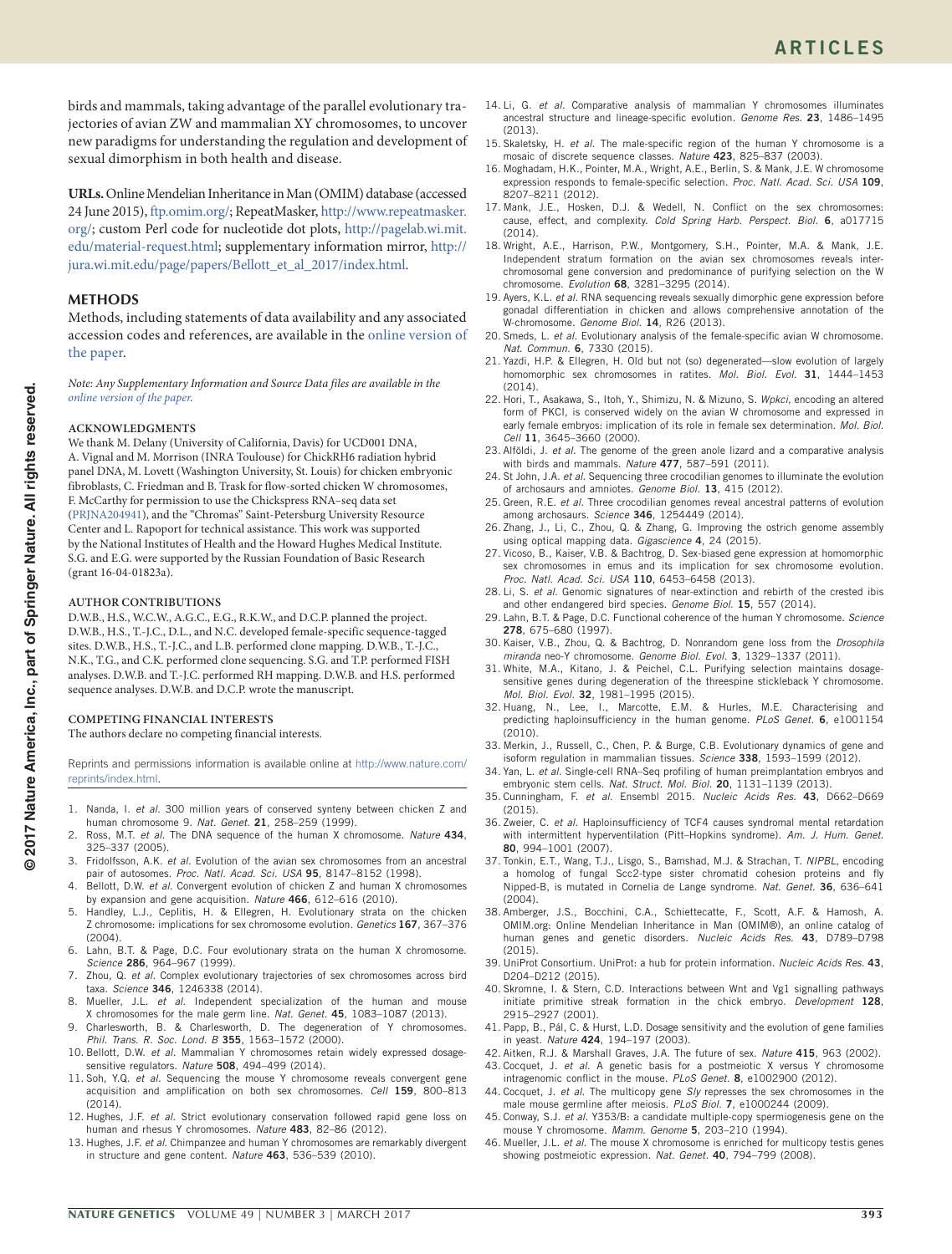birds and mammals, taking advantage of the parallel evolutionary trajectories of avian ZW and mammalian XY chromosomes, to uncover new paradigms for understanding the regulation and development of sexual dimorphism in both health and disease.

**URLs.** Online Mendelian Inheritance in Man (OMIM) database (accessed 24 June 2015), ftp.omim.org/; RepeatMasker, http://www.repeatmasker.org/; custom Perl code for nucleotide dot plots, http://pagelab.wi.mit.edu/material-request.html; supplementary information mirror, http://jura.wi.mit.edu/page/papers/Bellott_et_al_2017/index.html.

## METHODS

Methods, including statements of data availability and any associated accession codes and references, are available in the online version of the paper.

*Note: Any Supplementary Information and Source Data files are available in the online version of the paper.*

### ACKNOWLEDGMENTS

We thank M. Delany (University of California, Davis) for UCD001 DNA, A. Vignal and M. Morrison (INRA Toulouse) for ChickRH6 radiation hybrid panel DNA, M. Lovett (Washington University, St. Louis) for chicken embryonic fibroblasts, C. Friedman and B. Trask for flow-sorted chicken W chromosomes, F. McCarthy for permission to use the Chickspress RNA–seq data set (PRJNA204941), and the "Chromas" Saint-Petersburg University Resource Center and L. Rapoport for technical assistance. This work was supported by the National Institutes of Health and the Howard Hughes Medical Institute. S.G. and E.G. were supported by the Russian Foundation of Basic Research (grant 16-04-01823a).

### AUTHOR CONTRIBUTIONS

D.W.B., H.S., W.C.W., A.G.C., E.G., R.K.W., and D.C.P. planned the project. D.W.B., H.S., T.-J.C., D.L., and N.C. developed female-specific sequence-tagged sites. D.W.B., H.S., T.-J.C., and L.B. performed clone mapping. D.W.B., T.-J.C., N.K., T.G., and C.K. performed clone sequencing. S.G. and T.P. performed FISH analyses. D.W.B. and T.-J.C. performed RH mapping. D.W.B. and H.S. performed sequence analyses. D.W.B. and D.C.P. wrote the manuscript.

### COMPETING FINANCIAL INTERESTS

The authors declare no competing financial interests.

Reprints and permissions information is available online at http://www.nature.com/reprints/index.html.

1. Nanda, I. *et al.* 300 million years of conserved synteny between chicken Z and human chromosome 9. *Nat. Genet.* **21**, 258–259 (1999).
2. Ross, M.T. *et al.* The DNA sequence of the human X chromosome. *Nature* **434**, 325–337 (2005).
3. Fridolfsson, A.K. *et al.* Evolution of the avian sex chromosomes from an ancestral pair of autosomes. *Proc. Natl. Acad. Sci. USA* **95**, 8147–8152 (1998).
4. Bellott, D.W. *et al.* Convergent evolution of chicken Z and human X chromosomes by expansion and gene acquisition. *Nature* **466**, 612–616 (2010).
5. Handley, L.J., Ceplitis, H. & Ellegren, H. Evolutionary strata on the chicken Z chromosome: implications for sex chromosome evolution. *Genetics* **167**, 367–376 (2004).
6. Lahn, B.T. & Page, D.C. Four evolutionary strata on the human X chromosome. *Science* **286**, 964–967 (1999).
7. Zhou, Q. *et al.* Complex evolutionary trajectories of sex chromosomes across bird taxa. *Science* **346**, 1246338 (2014).
8. Mueller, J.L. *et al.* Independent specialization of the human and mouse X chromosomes for the male germ line. *Nat. Genet.* **45**, 1083–1087 (2013).
9. Charlesworth, B. & Charlesworth, D. The degeneration of Y chromosomes. *Phil. Trans. R. Soc. Lond. B* **355**, 1563–1572 (2000).
10. Bellott, D.W. *et al.* Mammalian Y chromosomes retain widely expressed dosage-sensitive regulators. *Nature* **508**, 494–499 (2014).
11. Soh, Y.Q. *et al.* Sequencing the mouse Y chromosome reveals convergent gene acquisition and amplification on both sex chromosomes. *Cell* **159**, 800–813 (2014).
12. Hughes, J.F. *et al.* Strict evolutionary conservation followed rapid gene loss on human and rhesus Y chromosomes. *Nature* **483**, 82–86 (2012).
13. Hughes, J.F. *et al.* Chimpanzee and human Y chromosomes are remarkably divergent in structure and gene content. *Nature* **463**, 536–539 (2010).
14. Li, G. *et al.* Comparative analysis of mammalian Y chromosomes illuminates ancestral structure and lineage-specific evolution. *Genome Res.* **23**, 1486–1495 (2013).
15. Skaletsky, H. *et al.* The male-specific region of the human Y chromosome is a mosaic of discrete sequence classes. *Nature* **423**, 825–837 (2003).
16. Moghadam, H.K., Pointer, M.A., Wright, A.E., Berlin, S. & Mank, J.E. W chromosome expression responds to female-specific selection. *Proc. Natl. Acad. Sci. USA* **109**, 8207–8211 (2012).
17. Mank, J.E., Hosken, D.J. & Wedell, N. Conflict on the sex chromosomes: cause, effect, and complexity. *Cold Spring Harb. Perspect. Biol.* **6**, a017715 (2014).
18. Wright, A.E., Harrison, P.W., Montgomery, S.H., Pointer, M.A. & Mank, J.E. Independent stratum formation on the avian sex chromosomes reveals inter-chromosomal gene conversion and predominance of purifying selection on the W chromosome. *Evolution* **68**, 3281–3295 (2014).
19. Ayers, K.L. *et al.* RNA sequencing reveals sexually dimorphic gene expression before gonadal differentiation in chicken and allows comprehensive annotation of the W-chromosome. *Genome Biol.* **14**, R26 (2013).
20. Smeds, L. *et al.* Evolutionary analysis of the female-specific avian W chromosome. *Nat. Commun.* **6**, 7330 (2015).
21. Yazdi, H.P. & Ellegren, H. Old but not (so) degenerated—slow evolution of largely homomorphic sex chromosomes in ratites. *Mol. Biol. Evol.* **31**, 1444–1453 (2014).
22. Hori, T., Asakawa, S., Itoh, Y., Shimizu, N. & Mizuno, S. *Wpkci*, encoding an altered form of PKCI, is conserved widely on the avian W chromosome and expressed in early female embryos: implication of its role in female sex determination. *Mol. Biol. Cell* **11**, 3645–3660 (2000).
23. Alföldi, J. *et al.* The genome of the green anole lizard and a comparative analysis with birds and mammals. *Nature* **477**, 587–591 (2011).
24. St John, J.A. *et al.* Sequencing three crocodilian genomes to illuminate the evolution of archosaurs and amniotes. *Genome Biol.* **13**, 415 (2012).
25. Green, R.E. *et al.* Three crocodilian genomes reveal ancestral patterns of evolution among archosaurs. *Science* **346**, 1254449 (2014).
26. Zhang, J., Li, C., Zhou, Q. & Zhang, G. Improving the ostrich genome assembly using optical mapping data. *Gigascience* **4**, 24 (2015).
27. Vicoso, B., Kaiser, V.B. & Bachtrog, D. Sex-biased gene expression at homomorphic sex chromosomes in emus and its implication for sex chromosome evolution. *Proc. Natl. Acad. Sci. USA* **110**, 6453–6458 (2013).
28. Li, S. *et al.* Genomic signatures of near-extinction and rebirth of the crested ibis and other endangered bird species. *Genome Biol.* **15**, 557 (2014).
29. Lahn, B.T. & Page, D.C. Functional coherence of the human Y chromosome. *Science* **278**, 675–680 (1997).
30. Kaiser, V.B., Zhou, Q. & Bachtrog, D. Nonrandom gene loss from the *Drosophila miranda* neo-Y chromosome. *Genome Biol. Evol.* **3**, 1329–1337 (2011).
31. White, M.A., Kitano, J. & Peichel, C.L. Purifying selection maintains dosage-sensitive genes during degeneration of the threespine stickleback Y chromosome. *Mol. Biol. Evol.* **32**, 1981–1995 (2015).
32. Huang, N., Lee, I., Marcotte, E.M. & Hurles, M.E. Characterising and predicting haploinsufficiency in the human genome. *PLoS Genet.* **6**, e1001154 (2010).
33. Merkin, J., Russell, C., Chen, P. & Burge, C.B. Evolutionary dynamics of gene and isoform regulation in mammalian tissues. *Science* **338**, 1593–1599 (2012).
34. Yan, L. *et al.* Single-cell RNA–Seq profiling of human preimplantation embryos and embryonic stem cells. *Nat. Struct. Mol. Biol.* **20**, 1131–1139 (2013).
35. Cunningham, F. *et al.* Ensembl 2015. *Nucleic Acids Res.* **43**, D662–D669 (2015).
36. Zweier, C. *et al.* Haploinsufficiency of TCF4 causes syndromal mental retardation with intermittent hyperventilation (Pitt–Hopkins syndrome). *Am. J. Hum. Genet.* **80**, 994–1001 (2007).
37. Tonkin, E.T., Wang, T.J., Lisgo, S., Bamshad, M.J. & Strachan, T. *NIPBL*, encoding a homolog of fungal Scc2-type sister chromatid cohesion proteins and fly Nipped-B, is mutated in Cornelia de Lange syndrome. *Nat. Genet.* **36**, 636–641 (2004).
38. Amberger, J.S., Bocchini, C.A., Schiettecatte, F., Scott, A.F. & Hamosh, A. OMIM.org: Online Mendelian Inheritance in Man (OMIM®), an online catalog of human genes and genetic disorders. *Nucleic Acids Res.* **43**, D789–D798 (2015).
39. UniProt Consortium. UniProt: a hub for protein information. *Nucleic Acids Res.* **43**, D204–D212 (2015).
40. Skromne, I. & Stern, C.D. Interactions between Wnt and Vg1 signalling pathways initiate primitive streak formation in the chick embryo. *Development* **128**, 2915–2927 (2001).
41. Papp, B., Pál, C. & Hurst, L.D. Dosage sensitivity and the evolution of gene families in yeast. *Nature* **424**, 194–197 (2003).
42. Aitken, R.J. & Marshall Graves, J.A. The future of sex. *Nature* **415**, 963 (2002).
43. Cocquet, J. *et al.* A genetic basis for a postmeiotic X versus Y chromosome intragenomic conflict in the mouse. *PLoS Genet.* **8**, e1002900 (2012).
44. Cocquet, J. *et al.* The multicopy gene *Sly* represses the sex chromosomes in the male mouse germline after meiosis. *PLoS Biol.* **7**, e1000244 (2009).
45. Conway, S.J. *et al.* Y353/B: a candidate multiple-copy spermiogenesis gene on the mouse Y chromosome. *Mamm. Genome* **5**, 203–210 (1994).
46. Mueller, J.L. *et al.* The mouse X chromosome is enriched for multicopy testis genes showing postmeiotic expression. *Nat. Genet.* **40**, 794–799 (2008).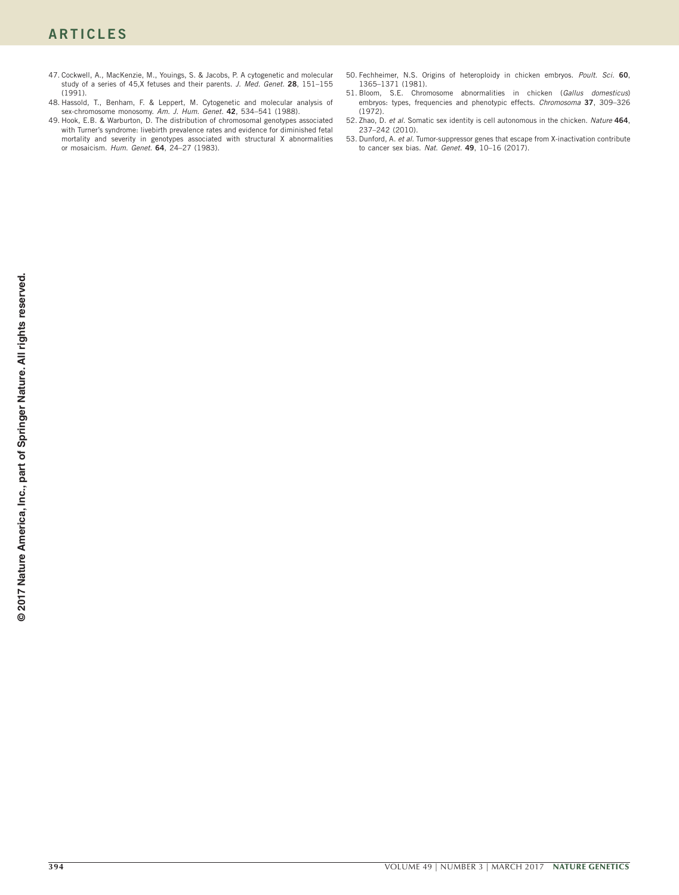47. Cockwell, A., MacKenzie, M., Youings, S. & Jacobs, P. A cytogenetic and molecular study of a series of 45,X fetuses and their parents. *J. Med. Genet.* **28**, 151–155 (1991).
48. Hassold, T., Benham, F. & Leppert, M. Cytogenetic and molecular analysis of sex-chromosome monosomy. *Am. J. Hum. Genet.* **42**, 534–541 (1988).
49. Hook, E.B. & Warburton, D. The distribution of chromosomal genotypes associated with Turner's syndrome: livebirth prevalence rates and evidence for diminished fetal mortality and severity in genotypes associated with structural X abnormalities or mosaicism. *Hum. Genet.* **64**, 24–27 (1983).
50. Fechheimer, N.S. Origins of heteroploidy in chicken embryos. *Poult. Sci.* **60**, 1365–1371 (1981).
51. Bloom, S.E. Chromosome abnormalities in chicken (*Gallus domesticus*) embryos: types, frequencies and phenotypic effects. *Chromosoma* **37**, 309–326 (1972).
52. Zhao, D. *et al.* Somatic sex identity is cell autonomous in the chicken. *Nature* **464**, 237–242 (2010).
53. Dunford, A. *et al.* Tumor-suppressor genes that escape from X-inactivation contribute to cancer sex bias. *Nat. Genet.* **49**, 10–16 (2017).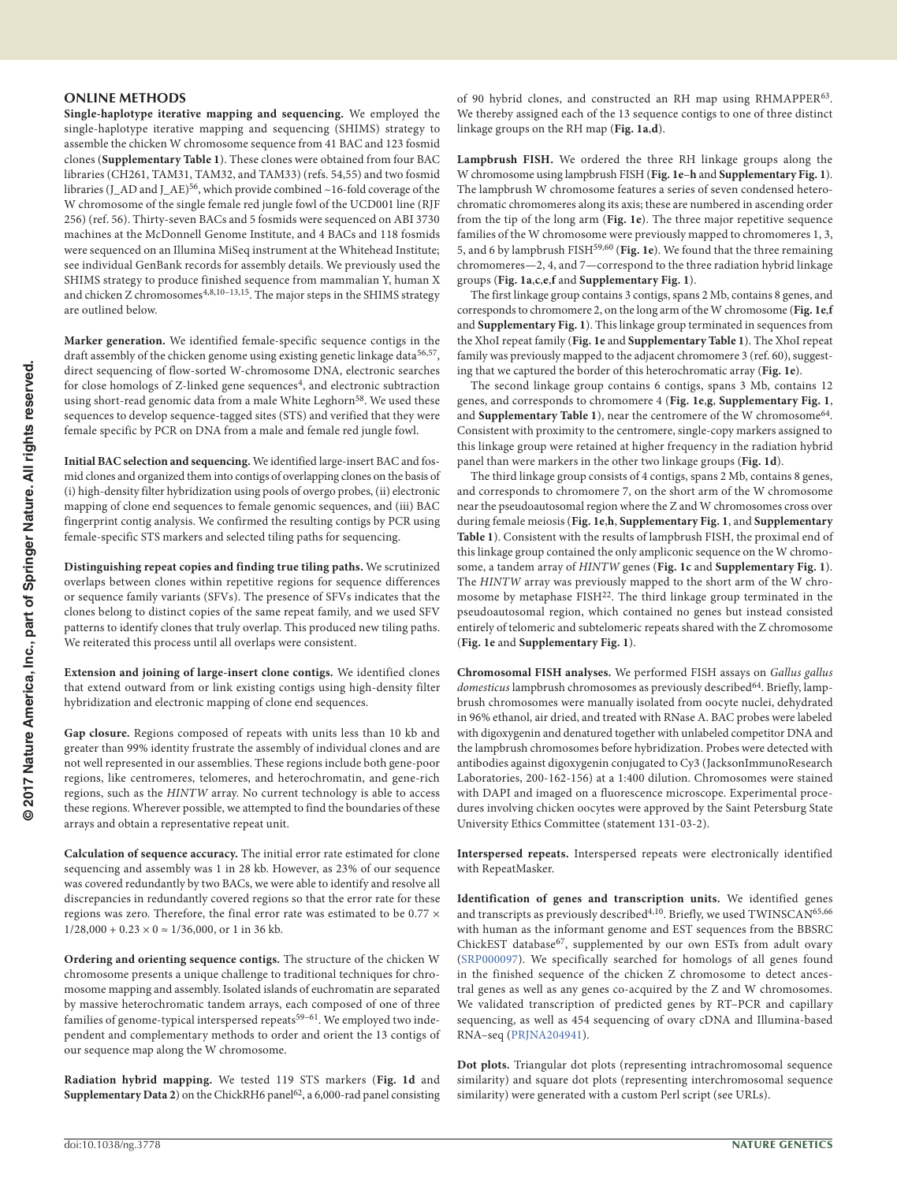## ONLINE METHODS

**Single-haplotype iterative mapping and sequencing.** We employed the single-haplotype iterative mapping and sequencing (SHIMS) strategy to assemble the chicken W chromosome sequence from 41 BAC and 123 fosmid clones (**Supplementary Table 1**). These clones were obtained from four BAC libraries (CH261, TAM31, TAM32, and TAM33) (refs. 54,55) and two fosmid libraries (J_AD and J_AE)[56], which provide combined ~16-fold coverage of the W chromosome of the single female red jungle fowl of the UCD001 line (RJF 256) (ref. 56). Thirty-seven BACs and 5 fosmids were sequenced on ABI 3730 machines at the McDonnell Genome Institute, and 4 BACs and 118 fosmids were sequenced on an Illumina MiSeq instrument at the Whitehead Institute; see individual GenBank records for assembly details. We previously used the SHIMS strategy to produce finished sequence from mammalian Y, human X and chicken Z chromosomes[4,8,10–13,15]. The major steps in the SHIMS strategy are outlined below.

**Marker generation.** We identified female-specific sequence contigs in the draft assembly of the chicken genome using existing genetic linkage data[56,57], direct sequencing of flow-sorted W-chromosome DNA, electronic searches for close homologs of Z-linked gene sequences[4], and electronic subtraction using short-read genomic data from a male White Leghorn[58]. We used these sequences to develop sequence-tagged sites (STS) and verified that they were female specific by PCR on DNA from a male and female red jungle fowl.

**Initial BAC selection and sequencing.** We identified large-insert BAC and fosmid clones and organized them into contigs of overlapping clones on the basis of (i) high-density filter hybridization using pools of overgo probes, (ii) electronic mapping of clone end sequences to female genomic sequences, and (iii) BAC fingerprint contig analysis. We confirmed the resulting contigs by PCR using female-specific STS markers and selected tiling paths for sequencing.

**Distinguishing repeat copies and finding true tiling paths.** We scrutinized overlaps between clones within repetitive regions for sequence differences or sequence family variants (SFVs). The presence of SFVs indicates that the clones belong to distinct copies of the same repeat family, and we used SFV patterns to identify clones that truly overlap. This produced new tiling paths. We reiterated this process until all overlaps were consistent.

**Extension and joining of large-insert clone contigs.** We identified clones that extend outward from or link existing contigs using high-density filter hybridization and electronic mapping of clone end sequences.

**Gap closure.** Regions composed of repeats with units less than 10 kb and greater than 99% identity frustrate the assembly of individual clones and are not well represented in our assemblies. These regions include both gene-poor regions, like centromeres, telomeres, and heterochromatin, and gene-rich regions, such as the *HINTW* array. No current technology is able to access these regions. Wherever possible, we attempted to find the boundaries of these arrays and obtain a representative repeat unit.

**Calculation of sequence accuracy.** The initial error rate estimated for clone sequencing and assembly was 1 in 28 kb. However, as 23% of our sequence was covered redundantly by two BACs, we were able to identify and resolve all discrepancies in redundantly covered regions so that the error rate for these regions was zero. Therefore, the final error rate was estimated to be $0.77 \times 1/28{,}000 + 0.23 \times 0 \approx 1/36{,}000$, or 1 in 36 kb.

**Ordering and orienting sequence contigs.** The structure of the chicken W chromosome presents a unique challenge to traditional techniques for chromosome mapping and assembly. Isolated islands of euchromatin are separated by massive heterochromatic tandem arrays, each composed of one of three families of genome-typical interspersed repeats[59–61]. We employed two independent and complementary methods to order and orient the 13 contigs of our sequence map along the W chromosome.

**Radiation hybrid mapping.** We tested 119 STS markers (**Fig. 1d** and **Supplementary Data 2**) on the ChickRH6 panel[62], a 6,000-rad panel consisting of 90 hybrid clones, and constructed an RH map using RHMAPPER[63]. We thereby assigned each of the 13 sequence contigs to one of three distinct linkage groups on the RH map (**Fig. 1a**,**d**).

**Lampbrush FISH.** We ordered the three RH linkage groups along the W chromosome using lampbrush FISH (**Fig. 1e–h** and **Supplementary Fig. 1**). The lampbrush W chromosome features a series of seven condensed heterochromatic chromomeres along its axis; these are numbered in ascending order from the tip of the long arm (**Fig. 1e**). The three major repetitive sequence families of the W chromosome were previously mapped to chromomeres 1, 3, 5, and 6 by lampbrush FISH[59,60] (**Fig. 1e**). We found that the three remaining chromomeres—2, 4, and 7—correspond to the three radiation hybrid linkage groups (**Fig. 1a**,**c**,**e**,**f** and **Supplementary Fig. 1**).

The first linkage group contains 3 contigs, spans 2 Mb, contains 8 genes, and corresponds to chromomere 2, on the long arm of the W chromosome (**Fig. 1e**,**f** and **Supplementary Fig. 1**). This linkage group terminated in sequences from the XhoI repeat family (**Fig. 1e** and **Supplementary Table 1**). The XhoI repeat family was previously mapped to the adjacent chromomere 3 (ref. 60), suggesting that we captured the border of this heterochromatic array (**Fig. 1e**).

The second linkage group contains 6 contigs, spans 3 Mb, contains 12 genes, and corresponds to chromomere 4 (**Fig. 1e**,**g**, **Supplementary Fig. 1**, and **Supplementary Table 1**), near the centromere of the W chromosome[64]. Consistent with proximity to the centromere, single-copy markers assigned to this linkage group were retained at higher frequency in the radiation hybrid panel than were markers in the other two linkage groups (**Fig. 1d**).

The third linkage group consists of 4 contigs, spans 2 Mb, contains 8 genes, and corresponds to chromomere 7, on the short arm of the W chromosome near the pseudoautosomal region where the Z and W chromosomes cross over during female meiosis (**Fig. 1e**,**h**, **Supplementary Fig. 1**, and **Supplementary Table 1**). Consistent with the results of lampbrush FISH, the proximal end of this linkage group contained the only ampliconic sequence on the W chromosome, a tandem array of *HINTW* genes (**Fig. 1c** and **Supplementary Fig. 1**). The *HINTW* array was previously mapped to the short arm of the W chromosome by metaphase FISH[22]. The third linkage group terminated in the pseudoautosomal region, which contained no genes but instead consisted entirely of telomeric and subtelomeric repeats shared with the Z chromosome (**Fig. 1e** and **Supplementary Fig. 1**).

**Chromosomal FISH analyses.** We performed FISH assays on *Gallus gallus domesticus* lampbrush chromosomes as previously described[64]. Briefly, lampbrush chromosomes were manually isolated from oocyte nuclei, dehydrated in 96% ethanol, air dried, and treated with RNase A. BAC probes were labeled with digoxygenin and denatured together with unlabeled competitor DNA and the lampbrush chromosomes before hybridization. Probes were detected with antibodies against digoxygenin conjugated to Cy3 (JacksonImmunoResearch Laboratories, 200-162-156) at a 1:400 dilution. Chromosomes were stained with DAPI and imaged on a fluorescence microscope. Experimental procedures involving chicken oocytes were approved by the Saint Petersburg State University Ethics Committee (statement 131-03-2).

**Interspersed repeats.** Interspersed repeats were electronically identified with RepeatMasker.

**Identification of genes and transcription units.** We identified genes and transcripts as previously described[4,10]. Briefly, we used TWINSCAN[65,66] with human as the informant genome and EST sequences from the BBSRC ChickEST database[67], supplemented by our own ESTs from adult ovary (SRP000097). We specifically searched for homologs of all genes found in the finished sequence of the chicken Z chromosome to detect ancestral genes as well as any genes co-acquired by the Z and W chromosomes. We validated transcription of predicted genes by RT–PCR and capillary sequencing, as well as 454 sequencing of ovary cDNA and Illumina-based RNA–seq (PRJNA204941).

**Dot plots.** Triangular dot plots (representing intrachromosomal sequence similarity) and square dot plots (representing interchromosomal sequence similarity) were generated with a custom Perl script (see URLs).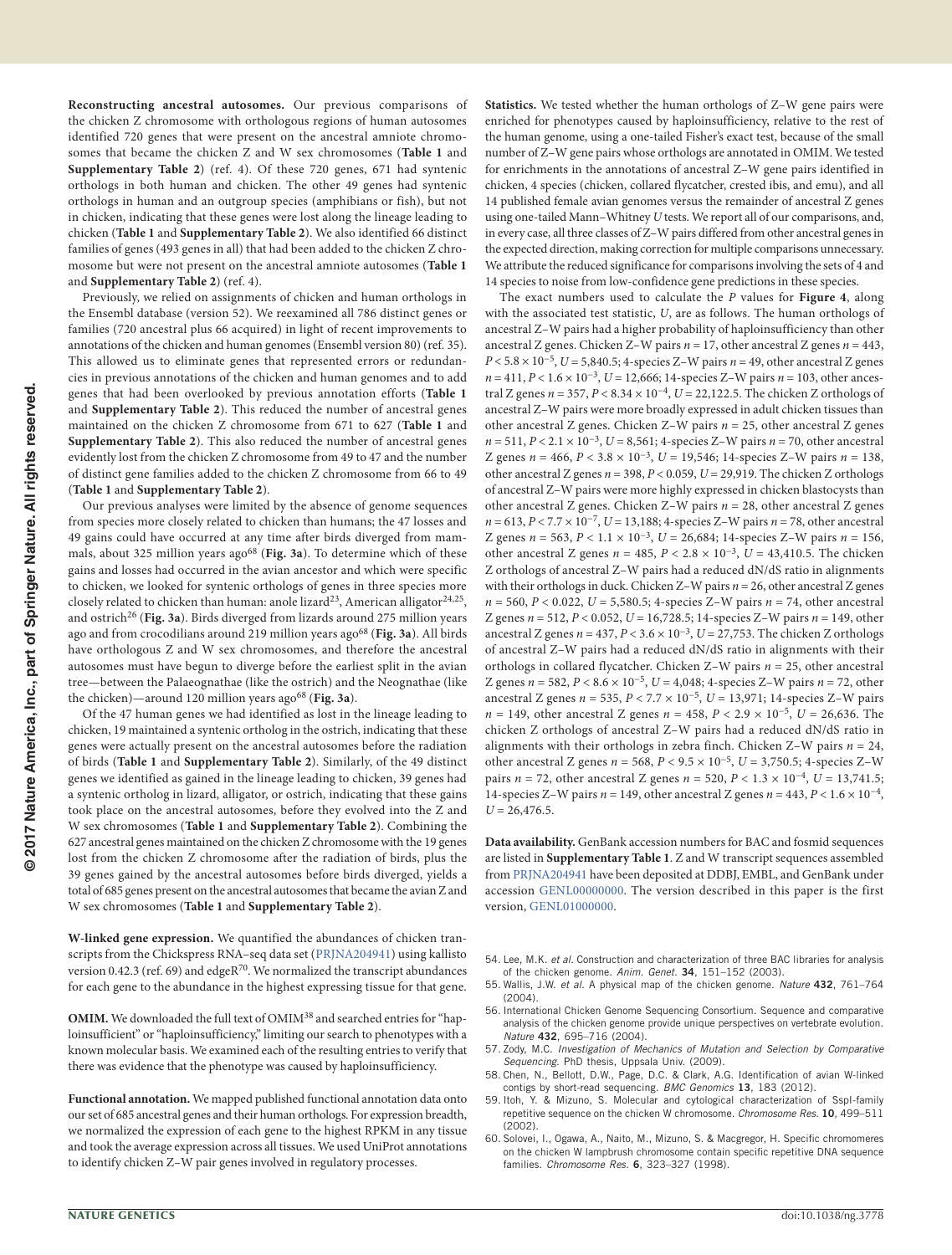**Reconstructing ancestral autosomes.** Our previous comparisons of the chicken Z chromosome with orthologous regions of human autosomes identified 720 genes that were present on the ancestral amniote chromosomes that became the chicken Z and W sex chromosomes (**Table 1** and **Supplementary Table 2**) (ref. 4). Of these 720 genes, 671 had syntenic orthologs in both human and chicken. The other 49 genes had syntenic orthologs in human and an outgroup species (amphibians or fish), but not in chicken, indicating that these genes were lost along the lineage leading to chicken (**Table 1** and **Supplementary Table 2**). We also identified 66 distinct families of genes (493 genes in all) that had been added to the chicken Z chromosome but were not present on the ancestral amniote autosomes (**Table 1** and **Supplementary Table 2**) (ref. 4).

Previously, we relied on assignments of chicken and human orthologs in the Ensembl database (version 52). We reexamined all 786 distinct genes or families (720 ancestral plus 66 acquired) in light of recent improvements to annotations of the chicken and human genomes (Ensembl version 80) (ref. 35). This allowed us to eliminate genes that represented errors or redundancies in previous annotations of the chicken and human genomes and to add genes that had been overlooked by previous annotation efforts (**Table 1** and **Supplementary Table 2**). This reduced the number of ancestral genes maintained on the chicken Z chromosome from 671 to 627 (**Table 1** and **Supplementary Table 2**). This also reduced the number of ancestral genes evidently lost from the chicken Z chromosome from 49 to 47 and the number of distinct gene families added to the chicken Z chromosome from 66 to 49 (**Table 1** and **Supplementary Table 2**).

Our previous analyses were limited by the absence of genome sequences from species more closely related to chicken than humans; the 47 losses and 49 gains could have occurred at any time after birds diverged from mammals, about 325 million years ago[68] (**Fig. 3a**). To determine which of these gains and losses had occurred in the avian ancestor and which were specific to chicken, we looked for syntenic orthologs of genes in three species more closely related to chicken than human: anole lizard[23], American alligator[24,25], and ostrich[26] (**Fig. 3a**). Birds diverged from lizards around 275 million years ago and from crocodilians around 219 million years ago[68] (**Fig. 3a**). All birds have orthologous Z and W sex chromosomes, and therefore the ancestral autosomes must have begun to diverge before the earliest split in the avian tree—between the Palaeognathae (like the ostrich) and the Neognathae (like the chicken)—around 120 million years ago[68] (**Fig. 3a**).

Of the 47 human genes we had identified as lost in the lineage leading to chicken, 19 maintained a syntenic ortholog in the ostrich, indicating that these genes were actually present on the ancestral autosomes before the radiation of birds (**Table 1** and **Supplementary Table 2**). Similarly, of the 49 distinct genes we identified as gained in the lineage leading to chicken, 39 genes had a syntenic ortholog in lizard, alligator, or ostrich, indicating that these gains took place on the ancestral autosomes, before they evolved into the Z and W sex chromosomes (**Table 1** and **Supplementary Table 2**). Combining the 627 ancestral genes maintained on the chicken Z chromosome with the 19 genes lost from the chicken Z chromosome after the radiation of birds, plus the 39 genes gained by the ancestral autosomes before birds diverged, yields a total of 685 genes present on the ancestral autosomes that became the avian Z and W sex chromosomes (**Table 1** and **Supplementary Table 2**).

**W-linked gene expression.** We quantified the abundances of chicken transcripts from the Chickspress RNA–seq data set (PRJNA204941) using kallisto version 0.42.3 (ref. 69) and edgeR[70]. We normalized the transcript abundances for each gene to the abundance in the highest expressing tissue for that gene.

**OMIM.** We downloaded the full text of OMIM[38] and searched entries for "haploinsufficient" or "haploinsufficiency," limiting our search to phenotypes with a known molecular basis. We examined each of the resulting entries to verify that there was evidence that the phenotype was caused by haploinsufficiency.

**Functional annotation.** We mapped published functional annotation data onto our set of 685 ancestral genes and their human orthologs. For expression breadth, we normalized the expression of each gene to the highest RPKM in any tissue and took the average expression across all tissues. We used UniProt annotations to identify chicken Z–W pair genes involved in regulatory processes.

**Statistics.** We tested whether the human orthologs of Z–W gene pairs were enriched for phenotypes caused by haploinsufficiency, relative to the rest of the human genome, using a one-tailed Fisher's exact test, because of the small number of Z–W gene pairs whose orthologs are annotated in OMIM. We tested for enrichments in the annotations of ancestral Z–W gene pairs identified in chicken, 4 species (chicken, collared flycatcher, crested ibis, and emu), and all 14 published female avian genomes versus the remainder of ancestral Z genes using one-tailed Mann–Whitney *U* tests. We report all of our comparisons, and, in every case, all three classes of Z–W pairs differed from other ancestral genes in the expected direction, making correction for multiple comparisons unnecessary. We attribute the reduced significance for comparisons involving the sets of 4 and 14 species to noise from low-confidence gene predictions in these species.

The exact numbers used to calculate the *P* values for **Figure 4**, along with the associated test statistic, *U*, are as follows. The human orthologs of ancestral Z–W pairs had a higher probability of haploinsufficiency than other ancestral Z genes. Chicken Z–W pairs $n = 17$, other ancestral Z genes $n = 443$, $P < 5.8 \times 10^{-5}$, $U = 5{,}840.5$; 4-species Z–W pairs $n = 49$, other ancestral Z genes $n = 411$, $P < 1.6 \times 10^{-3}$, $U = 12{,}666$; 14-species Z–W pairs $n = 103$, other ancestral Z genes $n = 357$, $P < 8.34 \times 10^{-4}$, $U = 22{,}122.5$. The chicken Z orthologs of ancestral Z–W pairs were more broadly expressed in adult chicken tissues than other ancestral Z genes. Chicken Z–W pairs $n = 25$, other ancestral Z genes $n = 511$, $P < 2.1 \times 10^{-3}$, $U = 8{,}561$; 4-species Z–W pairs $n = 70$, other ancestral Z genes $n = 466$, $P < 3.8 \times 10^{-3}$, $U = 19{,}546$; 14-species Z–W pairs $n = 138$, other ancestral Z genes $n = 398$, $P < 0.059$, $U = 29{,}919$. The chicken Z orthologs of ancestral Z–W pairs were more highly expressed in chicken blastocysts than other ancestral Z genes. Chicken Z–W pairs $n = 28$, other ancestral Z genes $n = 613$, $P < 7.7 \times 10^{-7}$, $U = 13{,}188$; 4-species Z–W pairs $n = 78$, other ancestral Z genes $n = 563$, $P < 1.1 \times 10^{-3}$, $U = 26{,}684$; 14-species Z–W pairs $n = 156$, other ancestral Z genes $n = 485$, $P < 2.8 \times 10^{-3}$, $U = 43{,}410.5$. The chicken Z orthologs of ancestral Z–W pairs had a reduced dN/dS ratio in alignments with their orthologs in duck. Chicken Z–W pairs $n = 26$, other ancestral Z genes $n = 560$, $P < 0.022$, $U = 5{,}580.5$; 4-species Z–W pairs $n = 74$, other ancestral Z genes $n = 512$, $P < 0.052$, $U = 16{,}728.5$; 14-species Z–W pairs $n = 149$, other ancestral Z genes $n = 437$, $P < 3.6 \times 10^{-3}$, $U = 27{,}753$. The chicken Z orthologs of ancestral Z–W pairs had a reduced dN/dS ratio in alignments with their orthologs in collared flycatcher. Chicken Z–W pairs $n = 25$, other ancestral Z genes $n = 582$, $P < 8.6 \times 10^{-5}$, $U = 4{,}048$; 4-species Z–W pairs $n = 72$, other ancestral Z genes $n = 535$, $P < 7.7 \times 10^{-5}$, $U = 13{,}971$; 14-species Z–W pairs $n = 149$, other ancestral Z genes $n = 458$, $P < 2.9 \times 10^{-5}$, $U = 26{,}636$. The chicken Z orthologs of ancestral Z–W pairs had a reduced dN/dS ratio in alignments with their orthologs in zebra finch. Chicken Z–W pairs $n = 24$, other ancestral Z genes $n = 568$, $P < 9.5 \times 10^{-5}$, $U = 3{,}750.5$; 4-species Z–W pairs $n = 72$, other ancestral Z genes $n = 520$, $P < 1.3 \times 10^{-4}$, $U = 13{,}741.5$; 14-species Z–W pairs $n = 149$, other ancestral Z genes $n = 443$, $P < 1.6 \times 10^{-4}$, $U = 26{,}476.5$.

**Data availability.** GenBank accession numbers for BAC and fosmid sequences are listed in **Supplementary Table 1**. Z and W transcript sequences assembled from PRJNA204941 have been deposited at DDBJ, EMBL, and GenBank under accession GENL00000000. The version described in this paper is the first version, GENL01000000.

54. Lee, M.K. *et al.* Construction and characterization of three BAC libraries for analysis of the chicken genome. *Anim. Genet.* **34**, 151–152 (2003).
55. Wallis, J.W. *et al.* A physical map of the chicken genome. *Nature* **432**, 761–764 (2004).
56. International Chicken Genome Sequencing Consortium. Sequence and comparative analysis of the chicken genome provide unique perspectives on vertebrate evolution. *Nature* **432**, 695–716 (2004).
57. Zody, M.C. *Investigation of Mechanics of Mutation and Selection by Comparative Sequencing*. PhD thesis, Uppsala Univ. (2009).
58. Chen, N., Bellott, D.W., Page, D.C. & Clark, A.G. Identification of avian W-linked contigs by short-read sequencing. *BMC Genomics* **13**, 183 (2012).
59. Itoh, Y. & Mizuno, S. Molecular and cytological characterization of SspI-family repetitive sequence on the chicken W chromosome. *Chromosome Res.* **10**, 499–511 (2002).
60. Solovei, I., Ogawa, A., Naito, M., Mizuno, S. & Macgregor, H. Specific chromomeres on the chicken W lampbrush chromosome contain specific repetitive DNA sequence families. *Chromosome Res.* **6**, 323–327 (1998).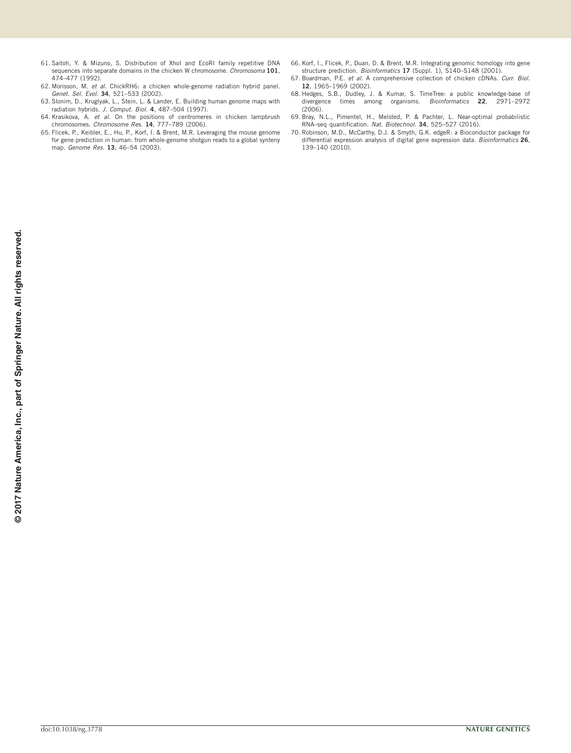61. Saitoh, Y. & Mizuno, S. Distribution of XhoI and EcoRI family repetitive DNA sequences into separate domains in the chicken W chromosome. *Chromosoma* **101**, 474–477 (1992).
62. Morisson, M. *et al.* ChickRH6: a chicken whole-genome radiation hybrid panel. *Genet. Sel. Evol.* **34**, 521–533 (2002).
63. Slonim, D., Kruglyak, L., Stein, L. & Lander, E. Building human genome maps with radiation hybrids. *J. Comput. Biol.* **4**, 487–504 (1997).
64. Krasikova, A. *et al.* On the positions of centromeres in chicken lampbrush chromosomes. *Chromosome Res.* **14**, 777–789 (2006).
65. Flicek, P., Keibler, E., Hu, P., Korf, I. & Brent, M.R. Leveraging the mouse genome for gene prediction in human: from whole-genome shotgun reads to a global synteny map. *Genome Res.* **13**, 46–54 (2003).
66. Korf, I., Flicek, P., Duan, D. & Brent, M.R. Integrating genomic homology into gene structure prediction. *Bioinformatics* **17** (Suppl. 1), S140–S148 (2001).
67. Boardman, P.E. *et al.* A comprehensive collection of chicken cDNAs. *Curr. Biol.* **12**, 1965–1969 (2002).
68. Hedges, S.B., Dudley, J. & Kumar, S. TimeTree: a public knowledge-base of divergence times among organisms. *Bioinformatics* **22**, 2971–2972 (2006).
69. Bray, N.L., Pimentel, H., Melsted, P. & Pachter, L. Near-optimal probabilistic RNA–seq quantification. *Nat. Biotechnol.* **34**, 525–527 (2016).
70. Robinson, M.D., McCarthy, D.J. & Smyth, G.K. edgeR: a Bioconductor package for differential expression analysis of digital gene expression data. *Bioinformatics* **26**, 139–140 (2010).